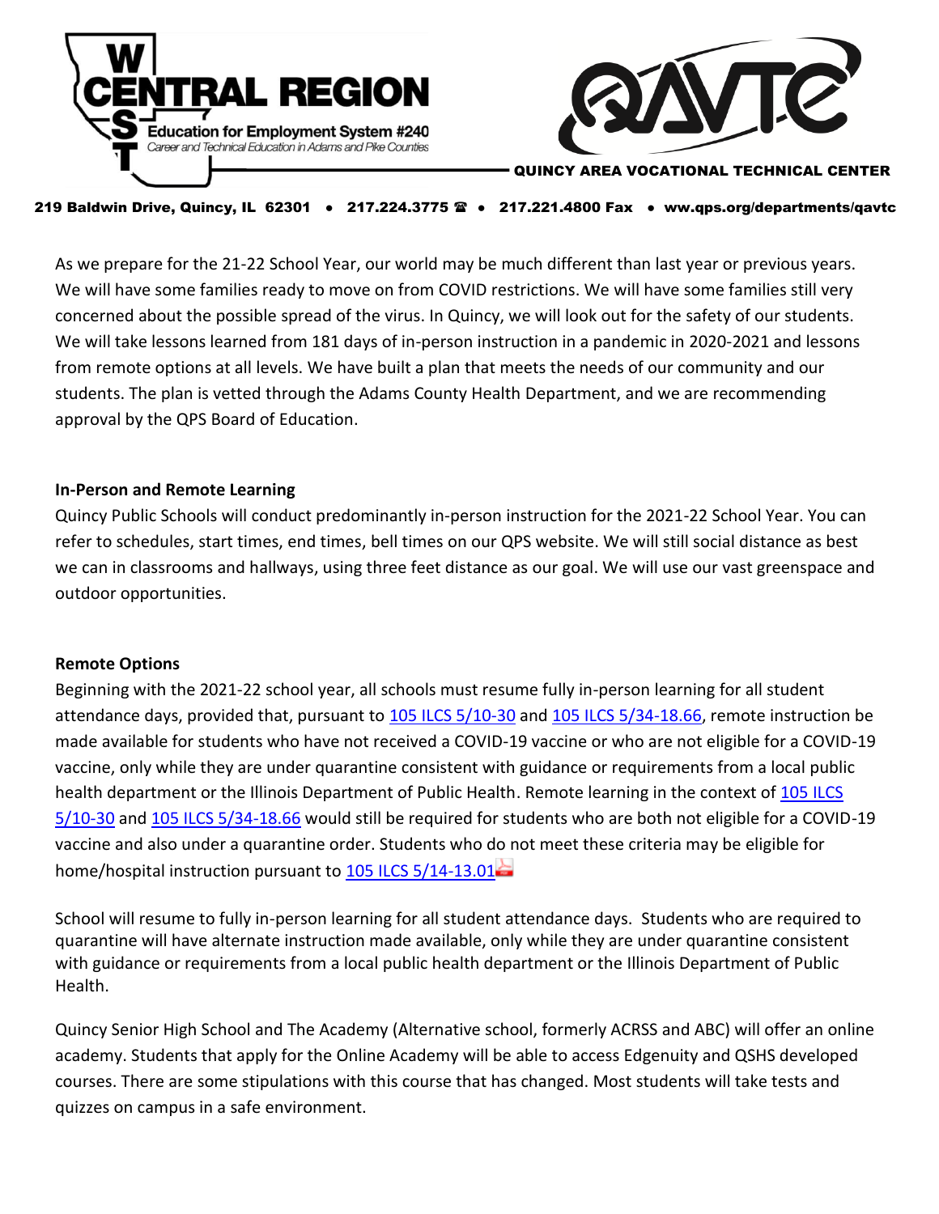WEST CENTRAL REGION

Education for Employment System #240

*Career and Technical Education in Adams and Pike Counties*

QAVTC

QUINCY AREA VOCATIONAL TECHNICAL CENTER

**219 Baldwin Drive, Quincy, IL 62301 • 217.224.3775 ☎ • 217.221.4800 Fax • ww.qps.org/departments/qavtc**

As we prepare for the 21-22 School Year, our world may be much different than last year or previous years. We will have some families ready to move on from COVID restrictions. We will have some families still very concerned about the possible spread of the virus. In Quincy, we will look out for the safety of our students. We will take lessons learned from 181 days of in-person instruction in a pandemic in 2020-2021 and lessons from remote options at all levels. We have built a plan that meets the needs of our community and our students. The plan is vetted through the Adams County Health Department, and we are recommending approval by the QPS Board of Education.

**In-Person and Remote Learning**

Quincy Public Schools will conduct predominantly in-person instruction for the 2021-22 School Year. You can refer to schedules, start times, end times, bell times on our QPS website. We will still social distance as best we can in classrooms and hallways, using three feet distance as our goal. We will use our vast greenspace and outdoor opportunities.

**Remote Options**

Beginning with the 2021-22 school year, all schools must resume fully in-person learning for all student attendance days, provided that, pursuant to 105 ILCS 5/10-30 and 105 ILCS 5/34-18.66, remote instruction be made available for students who have not received a COVID-19 vaccine or who are not eligible for a COVID-19 vaccine, only while they are under quarantine consistent with guidance or requirements from a local public health department or the Illinois Department of Public Health. Remote learning in the context of 105 ILCS 5/10-30 and 105 ILCS 5/34-18.66 would still be required for students who are both not eligible for a COVID-19 vaccine and also under a quarantine order. Students who do not meet these criteria may be eligible for home/hospital instruction pursuant to 105 ILCS 5/14-13.01

School will resume to fully in-person learning for all student attendance days. Students who are required to quarantine will have alternate instruction made available, only while they are under quarantine consistent with guidance or requirements from a local public health department or the Illinois Department of Public Health.

Quincy Senior High School and The Academy (Alternative school, formerly ACRSS and ABC) will offer an online academy. Students that apply for the Online Academy will be able to access Edgenuity and QSHS developed courses. There are some stipulations with this course that has changed. Most students will take tests and quizzes on campus in a safe environment.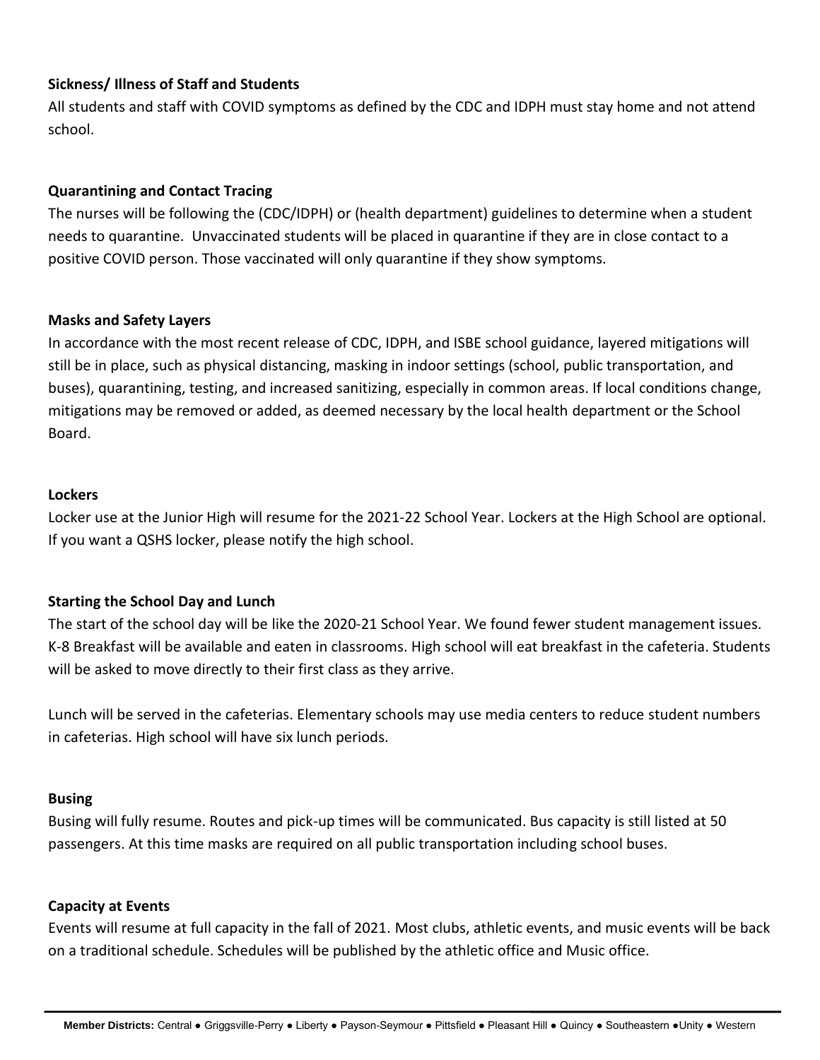**Sickness/ Illness of Staff and Students**

All students and staff with COVID symptoms as defined by the CDC and IDPH must stay home and not attend school.

**Quarantining and Contact Tracing**

The nurses will be following the (CDC/IDPH) or (health department) guidelines to determine when a student needs to quarantine. Unvaccinated students will be placed in quarantine if they are in close contact to a positive COVID person. Those vaccinated will only quarantine if they show symptoms.

**Masks and Safety Layers**

In accordance with the most recent release of CDC, IDPH, and ISBE school guidance, layered mitigations will still be in place, such as physical distancing, masking in indoor settings (school, public transportation, and buses), quarantining, testing, and increased sanitizing, especially in common areas. If local conditions change, mitigations may be removed or added, as deemed necessary by the local health department or the School Board.

**Lockers**

Locker use at the Junior High will resume for the 2021-22 School Year. Lockers at the High School are optional. If you want a QSHS locker, please notify the high school.

**Starting the School Day and Lunch**

The start of the school day will be like the 2020-21 School Year. We found fewer student management issues. K-8 Breakfast will be available and eaten in classrooms. High school will eat breakfast in the cafeteria. Students will be asked to move directly to their first class as they arrive.

Lunch will be served in the cafeterias. Elementary schools may use media centers to reduce student numbers in cafeterias. High school will have six lunch periods.

**Busing**

Busing will fully resume. Routes and pick-up times will be communicated. Bus capacity is still listed at 50 passengers. At this time masks are required on all public transportation including school buses.

**Capacity at Events**

Events will resume at full capacity in the fall of 2021. Most clubs, athletic events, and music events will be back on a traditional schedule. Schedules will be published by the athletic office and Music office.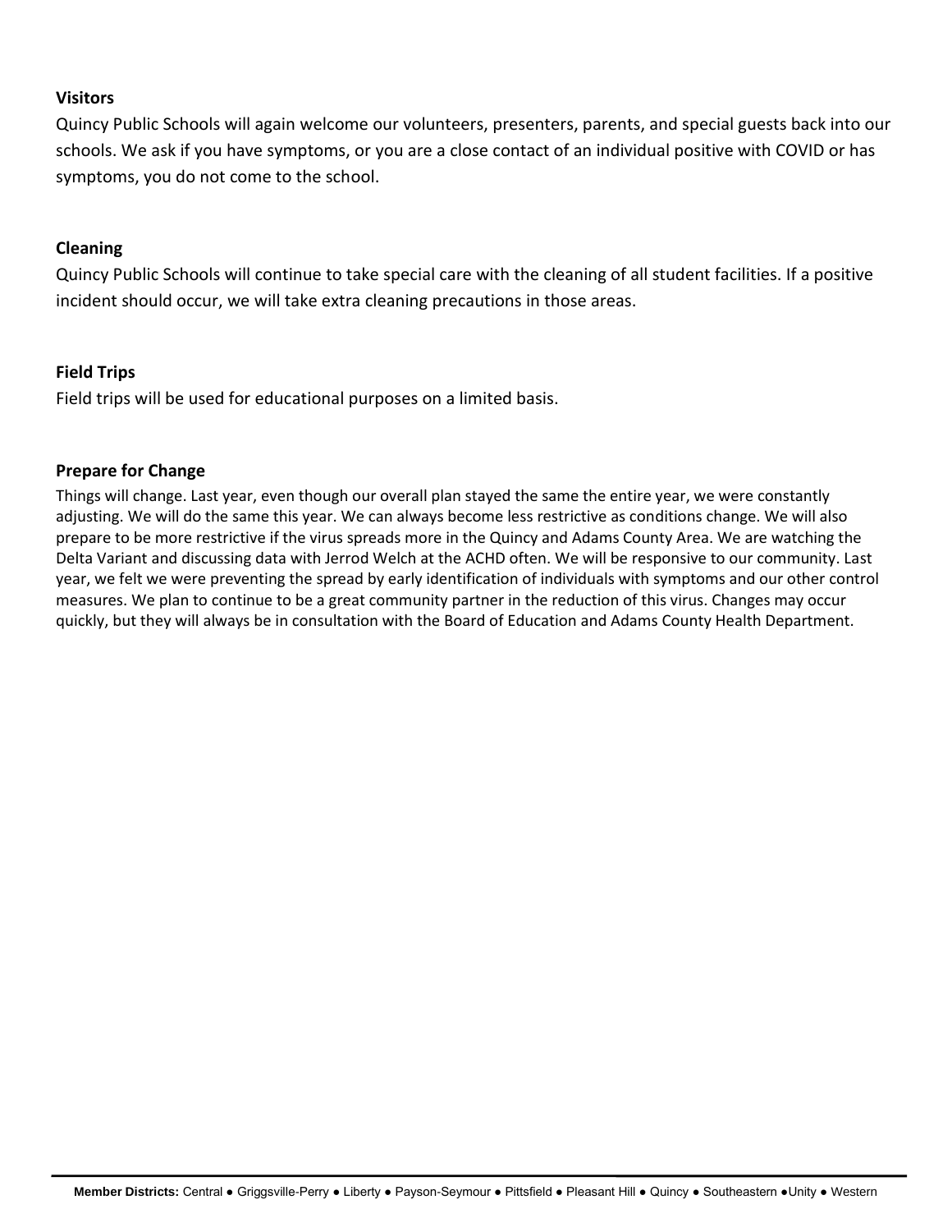**Visitors**

Quincy Public Schools will again welcome our volunteers, presenters, parents, and special guests back into our schools. We ask if you have symptoms, or you are a close contact of an individual positive with COVID or has symptoms, you do not come to the school.

**Cleaning**

Quincy Public Schools will continue to take special care with the cleaning of all student facilities. If a positive incident should occur, we will take extra cleaning precautions in those areas.

**Field Trips**

Field trips will be used for educational purposes on a limited basis.

**Prepare for Change**

Things will change. Last year, even though our overall plan stayed the same the entire year, we were constantly adjusting. We will do the same this year. We can always become less restrictive as conditions change. We will also prepare to be more restrictive if the virus spreads more in the Quincy and Adams County Area. We are watching the Delta Variant and discussing data with Jerrod Welch at the ACHD often. We will be responsive to our community. Last year, we felt we were preventing the spread by early identification of individuals with symptoms and our other control measures. We plan to continue to be a great community partner in the reduction of this virus. Changes may occur quickly, but they will always be in consultation with the Board of Education and Adams County Health Department.